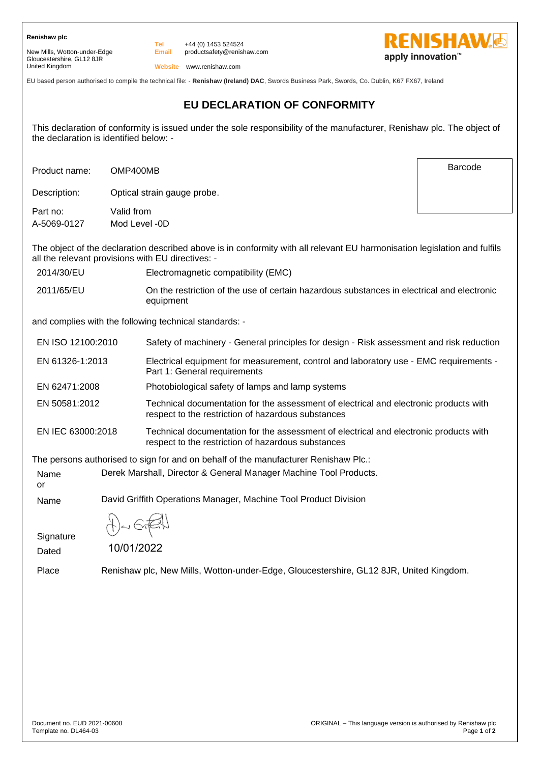**Renishaw plc**

New Mills, Wotton-under-Edge
Gloucestershire, GL12 8JR
United Kingdom

Tel +44 (0) 1453 524524
Email productsafety@renishaw.com
Website www.renishaw.com

RENISHAW
apply innovation™

EU based person authorised to compile the technical file: - **Renishaw (Ireland) DAC**, Swords Business Park, Swords, Co. Dublin, K67 FX67, Ireland

# EU DECLARATION OF CONFORMITY

This declaration of conformity is issued under the sole responsibility of the manufacturer, Renishaw plc. The object of the declaration is identified below: -

| | | |
|---|---|---|
| Product name: | OMP400MB | Barcode |
| Description: | Optical strain gauge probe. | |
| Part no: A-5069-0127 | Valid from Mod Level -0D | |

The object of the declaration described above is in conformity with all relevant EU harmonisation legislation and fulfils all the relevant provisions with EU directives: -

| | |
|---|---|
| 2014/30/EU | Electromagnetic compatibility (EMC) |
| 2011/65/EU | On the restriction of the use of certain hazardous substances in electrical and electronic equipment |

and complies with the following technical standards: -

| | |
|---|---|
| EN ISO 12100:2010 | Safety of machinery - General principles for design - Risk assessment and risk reduction |
| EN 61326-1:2013 | Electrical equipment for measurement, control and laboratory use - EMC requirements - Part 1: General requirements |
| EN 62471:2008 | Photobiological safety of lamps and lamp systems |
| EN 50581:2012 | Technical documentation for the assessment of electrical and electronic products with respect to the restriction of hazardous substances |
| EN IEC 63000:2018 | Technical documentation for the assessment of electrical and electronic products with respect to the restriction of hazardous substances |

The persons authorised to sign for and on behalf of the manufacturer Renishaw Plc.:

| | |
|---|---|
| Name | Derek Marshall, Director & General Manager Machine Tool Products. |
| or | |
| Name | David Griffith Operations Manager, Machine Tool Product Division |
| Signature | [signature] |
| Dated | 10/01/2022 |
| Place | Renishaw plc, New Mills, Wotton-under-Edge, Gloucestershire, GL12 8JR, United Kingdom. |

Document no. EUD 2021-00608
Template no. DL464-03

ORIGINAL – This language version is authorised by Renishaw plc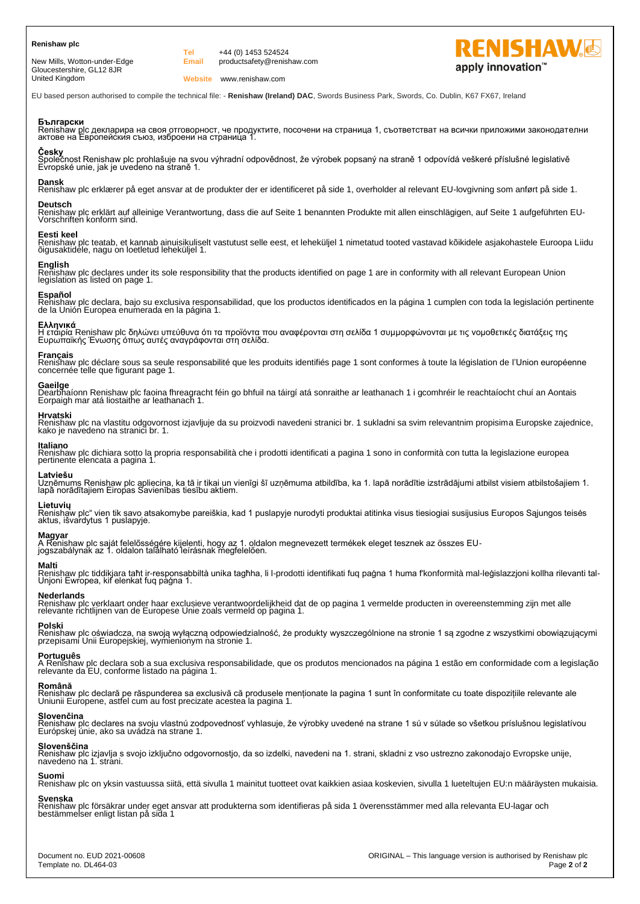**Renishaw plc**

New Mills, Wotton-under-Edge
Gloucestershire, GL12 8JR
United Kingdom

Tel +44 (0) 1453 524524
Email productsafety@renishaw.com
Website www.renishaw.com

RENISHAW apply innovation™

EU based person authorised to compile the technical file: - **Renishaw (Ireland) DAC**, Swords Business Park, Swords, Co. Dublin, K67 FX67, Ireland

**Български**
Renishaw plc декларира на своя отговорност, че продуктите, посочени на страница 1, съответстват на всички приложими законодателни актове на Европейския съюз, изброени на страница 1.

**Česky**
Společnost Renishaw plc prohlašuje na svou výhradní odpovědnost, že výrobek popsaný na straně 1 odpovídá veškeré příslušné legislativě Evropské unie, jak je uvedeno na straně 1.

**Dansk**
Renishaw plc erklærer på eget ansvar at de produkter der er identificeret på side 1, overholder al relevant EU-lovgivning som anført på side 1.

**Deutsch**
Renishaw plc erklärt auf alleinige Verantwortung, dass die auf Seite 1 benannten Produkte mit allen einschlägigen, auf Seite 1 aufgeführten EU-Vorschriften konform sind.

**Eesti keel**
Renishaw plc teatab, et kannab ainuisikuliselt vastutust selle eest, et leheküljel 1 nimetatud tooted vastavad kõikidele asjakohastele Euroopa Liidu õigusaktidele, nagu on loetletud leheküljel 1.

**English**
Renishaw plc declares under its sole responsibility that the products identified on page 1 are in conformity with all relevant European Union legislation as listed on page 1.

**Español**
Renishaw plc declara, bajo su exclusiva responsabilidad, que los productos identificados en la página 1 cumplen con toda la legislación pertinente de la Unión Europea enumerada en la página 1.

**Ελληνικά**
Η εταιρία Renishaw plc δηλώνει υπεύθυνα ότι τα προϊόντα που αναφέρονται στη σελίδα 1 συμμορφώνονται με τις νομοθετικές διατάξεις της Ευρωπαϊκής Ένωσης όπως αυτές αναγράφονται στη σελίδα.

**Français**
Renishaw plc déclare sous sa seule responsabilité que les produits identifiés page 1 sont conformes à toute la législation de l'Union européenne concernée telle que figurant page 1.

**Gaeilge**
Dearbhaíonn Renishaw plc faoina fhreagracht féin go bhfuil na táirgí atá sonraithe ar leathanach 1 i gcomhréir le reachtaíocht chuí an Aontais Eorpaigh mar atá liostaithe ar leathanach 1.

**Hrvatski**
Renishaw plc na vlastitu odgovornost izjavljuje da su proizvodi navedeni stranici br. 1 sukladni sa svim relevantnim propisima Europske zajednice, kako je navedeno na stranici br. 1.

**Italiano**
Renishaw plc dichiara sotto la propria responsabilità che i prodotti identificati a pagina 1 sono in conformità con tutta la legislazione europea pertinente elencata a pagina 1.

**Latviešu**
Uzņēmums Renishaw plc apliecina, ka tā ir tikai un vienīgi šī uzņēmuma atbildība, ka 1. lapā norādītie izstrādājumi atbilst visiem atbilstošajiem 1. lapā norādītajiem Eiropas Savienības tiesību aktiem.

**Lietuvių**
Renishaw plc" vien tik savo atsakomybe pareiškia, kad 1 puslapyje nurodyti produktai atitinka visus tiesiogiai susijusius Europos Sąjungos teisės aktus, išvardytus 1 puslapyje.

**Magyar**
A Renishaw plc saját felelősségére kijelenti, hogy az 1. oldalon megnevezett termékek eleget tesznek az összes EU-jogszabálynak az 1. oldalon található leírásnak megfelelően.

**Malti**
Renishaw plc tiddikjara taħt ir-responsabbiltà unika tagħha, li l-prodotti identifikati fuq paġna 1 huma f'konformità mal-leġislazzjoni kollha rilevanti tal-Unjoni Ewropea, kif elenkat fuq paġna 1.

**Nederlands**
Renishaw plc verklaart onder haar exclusieve verantwoordelijkheid dat de op pagina 1 vermelde producten in overeenstemming zijn met alle relevante richtlijnen van de Europese Unie zoals vermeld op pagina 1.

**Polski**
Renishaw plc oświadcza, na swoją wyłączną odpowiedzialność, że produkty wyszczególnione na stronie 1 są zgodne z wszystkimi obowiązującymi przepisami Unii Europejskiej, wymienionym na stronie 1.

**Português**
A Renishaw plc declara sob a sua exclusiva responsabilidade, que os produtos mencionados na página 1 estão em conformidade com a legislação relevante da EU, conforme listado na página 1.

**Română**
Renishaw plc declară pe răspunderea sa exclusivă că produsele menționate la pagina 1 sunt în conformitate cu toate dispozițiile relevante ale Uniunii Europene, astfel cum au fost precizate acestea la pagina 1.

**Slovenčina**
Renishaw plc declares na svoju vlastnú zodpovednosť vyhlasuje, že výrobky uvedené na strane 1 sú v súlade so všetkou príslušnou legislatívou Európskej únie, ako sa uvádza na strane 1.

**Slovenščina**
Renishaw plc izjavlja s svojo izključno odgovornostjo, da so izdelki, navedeni na 1. strani, skladni z vso ustrezno zakonodajo Evropske unije, navedeno na 1. strani.

**Suomi**
Renishaw plc on yksin vastuussa siitä, että sivulla 1 mainitut tuotteet ovat kaikkien asiaa koskevien, sivulla 1 lueteltujen EU:n määräysten mukaisia.

**Svenska**
Renishaw plc försäkrar under eget ansvar att produkterna som identifieras på sida 1 överensstämmer med alla relevanta EU-lagar och bestämmelser enligt listan på sida 1

Document no. EUD 2021-00608
Template no. DL464-03

ORIGINAL – This language version is authorised by Renishaw plc